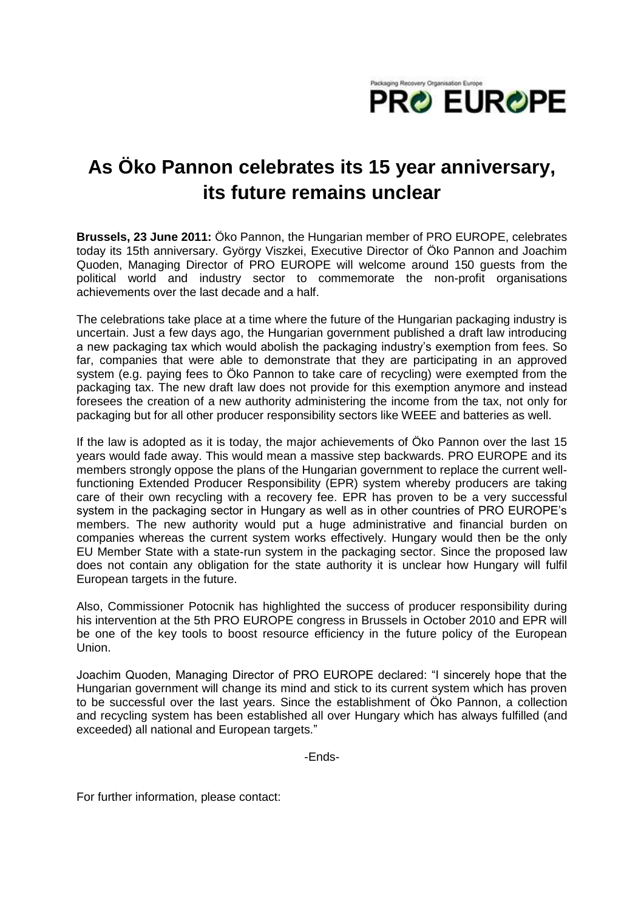Packaging Recovery Organisation Europe

PRO EUROPE

# As Öko Pannon celebrates its 15 year anniversary, its future remains unclear

**Brussels, 23 June 2011:** Öko Pannon, the Hungarian member of PRO EUROPE, celebrates today its 15th anniversary. György Viszkei, Executive Director of Öko Pannon and Joachim Quoden, Managing Director of PRO EUROPE will welcome around 150 guests from the political world and industry sector to commemorate the non-profit organisations achievements over the last decade and a half.

The celebrations take place at a time where the future of the Hungarian packaging industry is uncertain. Just a few days ago, the Hungarian government published a draft law introducing a new packaging tax which would abolish the packaging industry's exemption from fees. So far, companies that were able to demonstrate that they are participating in an approved system (e.g. paying fees to Öko Pannon to take care of recycling) were exempted from the packaging tax. The new draft law does not provide for this exemption anymore and instead foresees the creation of a new authority administering the income from the tax, not only for packaging but for all other producer responsibility sectors like WEEE and batteries as well.

If the law is adopted as it is today, the major achievements of Öko Pannon over the last 15 years would fade away. This would mean a massive step backwards. PRO EUROPE and its members strongly oppose the plans of the Hungarian government to replace the current well-functioning Extended Producer Responsibility (EPR) system whereby producers are taking care of their own recycling with a recovery fee. EPR has proven to be a very successful system in the packaging sector in Hungary as well as in other countries of PRO EUROPE's members. The new authority would put a huge administrative and financial burden on companies whereas the current system works effectively. Hungary would then be the only EU Member State with a state-run system in the packaging sector. Since the proposed law does not contain any obligation for the state authority it is unclear how Hungary will fulfil European targets in the future.

Also, Commissioner Potocnik has highlighted the success of producer responsibility during his intervention at the 5th PRO EUROPE congress in Brussels in October 2010 and EPR will be one of the key tools to boost resource efficiency in the future policy of the European Union.

Joachim Quoden, Managing Director of PRO EUROPE declared: "I sincerely hope that the Hungarian government will change its mind and stick to its current system which has proven to be successful over the last years. Since the establishment of Öko Pannon, a collection and recycling system has been established all over Hungary which has always fulfilled (and exceeded) all national and European targets."

-Ends-

For further information, please contact: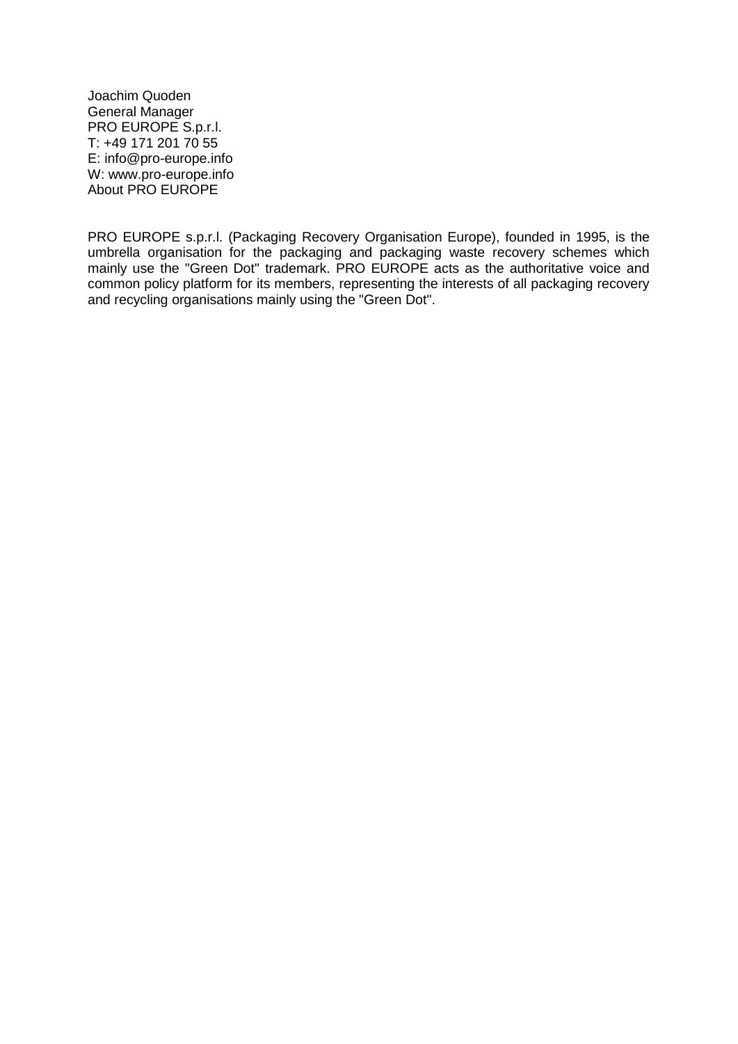Joachim Quoden
General Manager
PRO EUROPE S.p.r.l.
T: +49 171 201 70 55
E: info@pro-europe.info
W: www.pro-europe.info
About PRO EUROPE

PRO EUROPE s.p.r.l. (Packaging Recovery Organisation Europe), founded in 1995, is the umbrella organisation for the packaging and packaging waste recovery schemes which mainly use the "Green Dot" trademark. PRO EUROPE acts as the authoritative voice and common policy platform for its members, representing the interests of all packaging recovery and recycling organisations mainly using the "Green Dot".